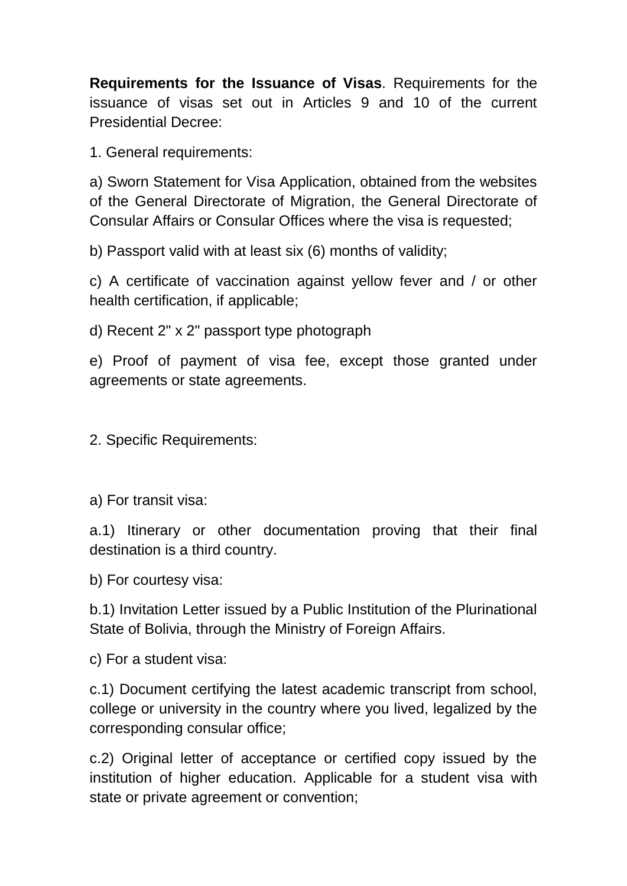**Requirements for the Issuance of Visas**. Requirements for the issuance of visas set out in Articles 9 and 10 of the current Presidential Decree:

1. General requirements:

a) Sworn Statement for Visa Application, obtained from the websites of the General Directorate of Migration, the General Directorate of Consular Affairs or Consular Offices where the visa is requested;

b) Passport valid with at least six (6) months of validity;

c) A certificate of vaccination against yellow fever and / or other health certification, if applicable;

d) Recent 2" x 2" passport type photograph

e) Proof of payment of visa fee, except those granted under agreements or state agreements.

2. Specific Requirements:

a) For transit visa:

a.1) Itinerary or other documentation proving that their final destination is a third country.

b) For courtesy visa:

b.1) Invitation Letter issued by a Public Institution of the Plurinational State of Bolivia, through the Ministry of Foreign Affairs.

c) For a student visa:

c.1) Document certifying the latest academic transcript from school, college or university in the country where you lived, legalized by the corresponding consular office;

c.2) Original letter of acceptance or certified copy issued by the institution of higher education. Applicable for a student visa with state or private agreement or convention;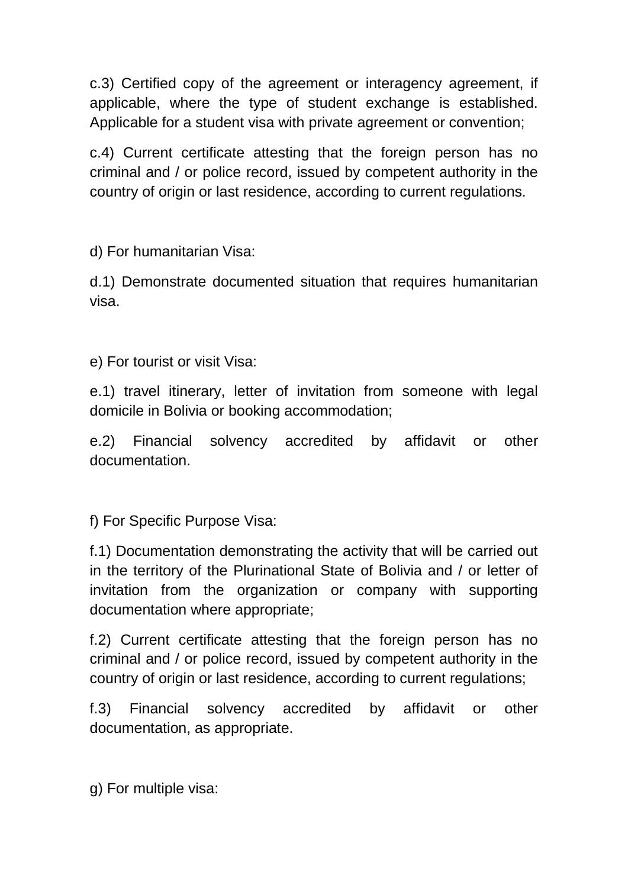c.3) Certified copy of the agreement or interagency agreement, if applicable, where the type of student exchange is established. Applicable for a student visa with private agreement or convention;

c.4) Current certificate attesting that the foreign person has no criminal and / or police record, issued by competent authority in the country of origin or last residence, according to current regulations.

d) For humanitarian Visa:

d.1) Demonstrate documented situation that requires humanitarian visa.

e) For tourist or visit Visa:

e.1) travel itinerary, letter of invitation from someone with legal domicile in Bolivia or booking accommodation;

e.2) Financial solvency accredited by affidavit or other documentation.

f) For Specific Purpose Visa:

f.1) Documentation demonstrating the activity that will be carried out in the territory of the Plurinational State of Bolivia and / or letter of invitation from the organization or company with supporting documentation where appropriate;

f.2) Current certificate attesting that the foreign person has no criminal and / or police record, issued by competent authority in the country of origin or last residence, according to current regulations;

f.3) Financial solvency accredited by affidavit or other documentation, as appropriate.

g) For multiple visa: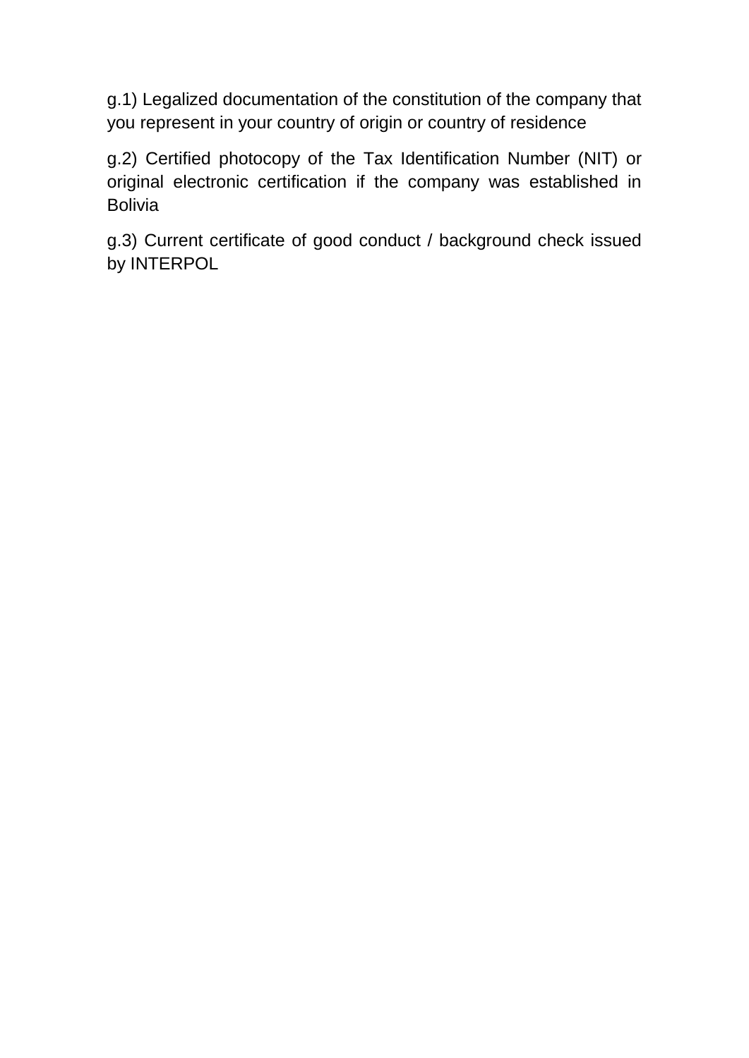g.1) Legalized documentation of the constitution of the company that you represent in your country of origin or country of residence

g.2) Certified photocopy of the Tax Identification Number (NIT) or original electronic certification if the company was established in Bolivia

g.3) Current certificate of good conduct / background check issued by INTERPOL